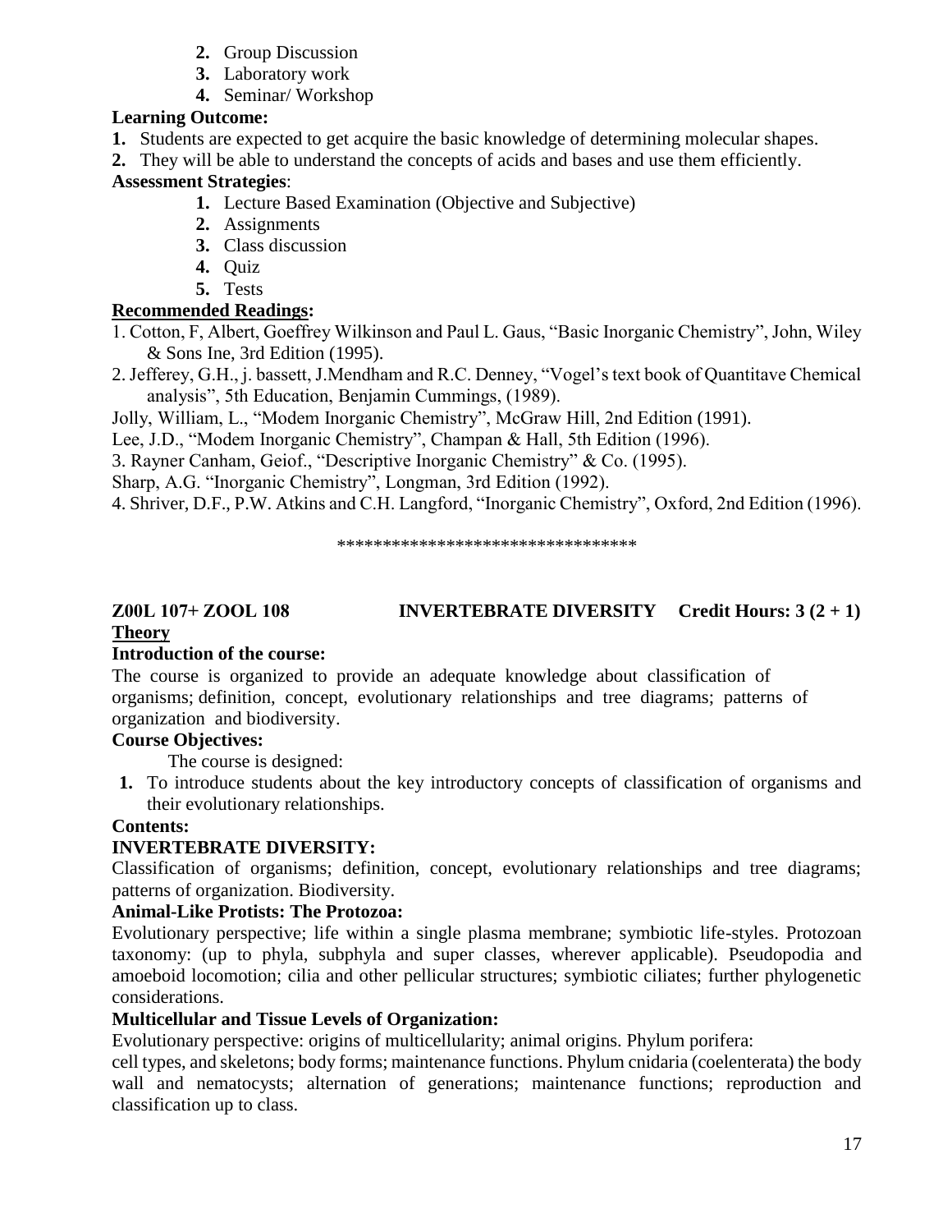2. Group Discussion
3. Laboratory work
4. Seminar/ Workshop

**Learning Outcome:**

1. Students are expected to get acquire the basic knowledge of determining molecular shapes.
2. They will be able to understand the concepts of acids and bases and use them efficiently.

**Assessment Strategies**:

1. Lecture Based Examination (Objective and Subjective)
2. Assignments
3. Class discussion
4. Quiz
5. Tests

**Recommended Readings:**

1. Cotton, F, Albert, Goeffrey Wilkinson and Paul L. Gaus, "Basic Inorganic Chemistry", John, Wiley & Sons Ine, 3rd Edition (1995).
2. Jefferey, G.H., j. bassett, J.Mendham and R.C. Denney, "Vogel's text book of Quantitave Chemical analysis", 5th Education, Benjamin Cummings, (1989).

Jolly, William, L., "Modem Inorganic Chemistry", McGraw Hill, 2nd Edition (1991).

Lee, J.D., "Modem Inorganic Chemistry", Champan & Hall, 5th Edition (1996).

3. Rayner Canham, Geiof., "Descriptive Inorganic Chemistry" & Co. (1995).

Sharp, A.G. "Inorganic Chemistry", Longman, 3rd Edition (1992).

4. Shriver, D.F., P.W. Atkins and C.H. Langford, "Inorganic Chemistry", Oxford, 2nd Edition (1996).

**********************************

**Z00L 107+ ZOOL 108 INVERTEBRATE DIVERSITY Credit Hours: 3 (2 + 1)**

**Theory**

**Introduction of the course:**

The course is organized to provide an adequate knowledge about classification of organisms; definition, concept, evolutionary relationships and tree diagrams; patterns of organization and biodiversity.

**Course Objectives:**

The course is designed:

1. To introduce students about the key introductory concepts of classification of organisms and their evolutionary relationships.

**Contents:**

**INVERTEBRATE DIVERSITY:**

Classification of organisms; definition, concept, evolutionary relationships and tree diagrams; patterns of organization. Biodiversity.

**Animal-Like Protists: The Protozoa:**

Evolutionary perspective; life within a single plasma membrane; symbiotic life-styles. Protozoan taxonomy: (up to phyla, subphyla and super classes, wherever applicable). Pseudopodia and amoeboid locomotion; cilia and other pellicular structures; symbiotic ciliates; further phylogenetic considerations.

**Multicellular and Tissue Levels of Organization:**

Evolutionary perspective: origins of multicellularity; animal origins. Phylum porifera: cell types, and skeletons; body forms; maintenance functions. Phylum cnidaria (coelenterata) the body wall and nematocysts; alternation of generations; maintenance functions; reproduction and classification up to class.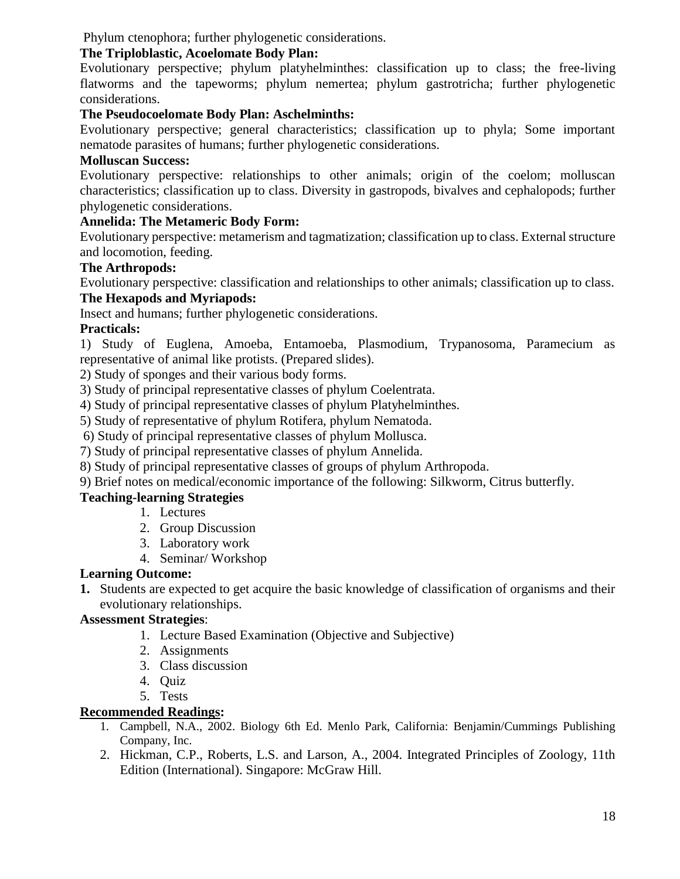Phylum ctenophora; further phylogenetic considerations.

**The Triploblastic, Acoelomate Body Plan:**

Evolutionary perspective; phylum platyhelminthes: classification up to class; the free-living flatworms and the tapeworms; phylum nemertea; phylum gastrotricha; further phylogenetic considerations.

**The Pseudocoelomate Body Plan: Aschelminths:**

Evolutionary perspective; general characteristics; classification up to phyla; Some important nematode parasites of humans; further phylogenetic considerations.

**Molluscan Success:**

Evolutionary perspective: relationships to other animals; origin of the coelom; molluscan characteristics; classification up to class. Diversity in gastropods, bivalves and cephalopods; further phylogenetic considerations.

**Annelida: The Metameric Body Form:**

Evolutionary perspective: metamerism and tagmatization; classification up to class. External structure and locomotion, feeding.

**The Arthropods:**

Evolutionary perspective: classification and relationships to other animals; classification up to class.

**The Hexapods and Myriapods:**

Insect and humans; further phylogenetic considerations.

**Practicals:**

1) Study of Euglena, Amoeba, Entamoeba, Plasmodium, Trypanosoma, Paramecium as representative of animal like protists. (Prepared slides).
2) Study of sponges and their various body forms.
3) Study of principal representative classes of phylum Coelentrata.
4) Study of principal representative classes of phylum Platyhelminthes.
5) Study of representative of phylum Rotifera, phylum Nematoda.
6) Study of principal representative classes of phylum Mollusca.
7) Study of principal representative classes of phylum Annelida.
8) Study of principal representative classes of groups of phylum Arthropoda.
9) Brief notes on medical/economic importance of the following: Silkworm, Citrus butterfly.

**Teaching-learning Strategies**

1. Lectures
2. Group Discussion
3. Laboratory work
4. Seminar/ Workshop

**Learning Outcome:**

1. Students are expected to get acquire the basic knowledge of classification of organisms and their evolutionary relationships.

**Assessment Strategies**:

1. Lecture Based Examination (Objective and Subjective)
2. Assignments
3. Class discussion
4. Quiz
5. Tests

**Recommended Readings:**

1. Campbell, N.A., 2002. Biology 6th Ed. Menlo Park, California: Benjamin/Cummings Publishing Company, Inc.
2. Hickman, C.P., Roberts, L.S. and Larson, A., 2004. Integrated Principles of Zoology, 11th Edition (International). Singapore: McGraw Hill.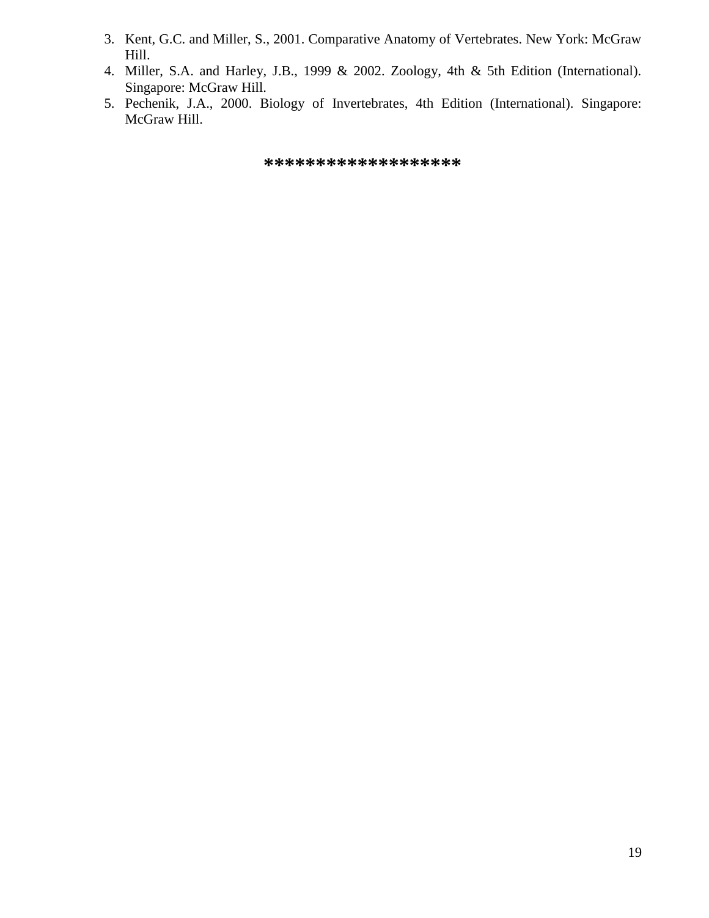3. Kent, G.C. and Miller, S., 2001. Comparative Anatomy of Vertebrates. New York: McGraw Hill.
4. Miller, S.A. and Harley, J.B., 1999 & 2002. Zoology, 4th & 5th Edition (International). Singapore: McGraw Hill.
5. Pechenik, J.A., 2000. Biology of Invertebrates, 4th Edition (International). Singapore: McGraw Hill.

******************